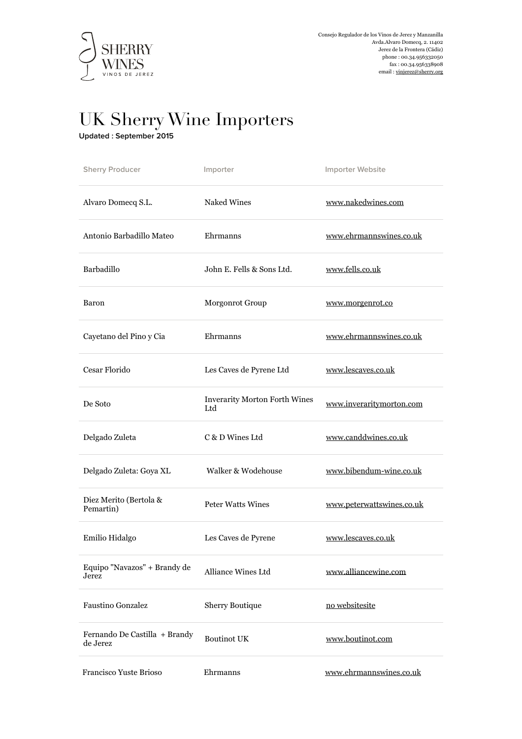SHERRY WINES
VINOS DE JEREZ

Consejo Regulador de los Vinos de Jerez y Manzanilla
Avda.Alvaro Domecq, 2. 11402
Jerez de la Frontera (Cádiz)
phone : 00.34.956332050
fax : 00.34.956338908
email : vinjerez@sherry.org

# UK Sherry Wine Importers

**Updated : September 2015**

| Sherry Producer | Importer | Importer Website |
|---|---|---|
| Alvaro Domecq S.L. | Naked Wines | www.nakedwines.com |
| Antonio Barbadillo Mateo | Ehrmanns | www.ehrmannswines.co.uk |
| Barbadillo | John E. Fells & Sons Ltd. | www.fells.co.uk |
| Baron | Morgonrot Group | www.morgenrot.co |
| Cayetano del Pino y Cia | Ehrmanns | www.ehrmannswines.co.uk |
| Cesar Florido | Les Caves de Pyrene Ltd | www.lescaves.co.uk |
| De Soto | Inverarity Morton Forth Wines Ltd | www.inverarity­morton.com |
| Delgado Zuleta | C & D Wines Ltd | www.canddwines.co.uk |
| Delgado Zuleta: Goya XL | Walker & Wodehouse | www.bibendum-wine.co.uk |
| Diez Merito (Bertola & Pemartin) | Peter Watts Wines | www.peterwattswines.co.uk |
| Emilio Hidalgo | Les Caves de Pyrene | www.lescaves.co.uk |
| Equipo "Navazos" + Brandy de Jerez | Alliance Wines Ltd | www.alliancewine.com |
| Faustino Gonzalez | Sherry Boutique | no websitesite |
| Fernando De Castilla + Brandy de Jerez | Boutinot UK | www.boutinot.com |
| Francisco Yuste Brioso | Ehrmanns | www.ehrmannswines.co.uk |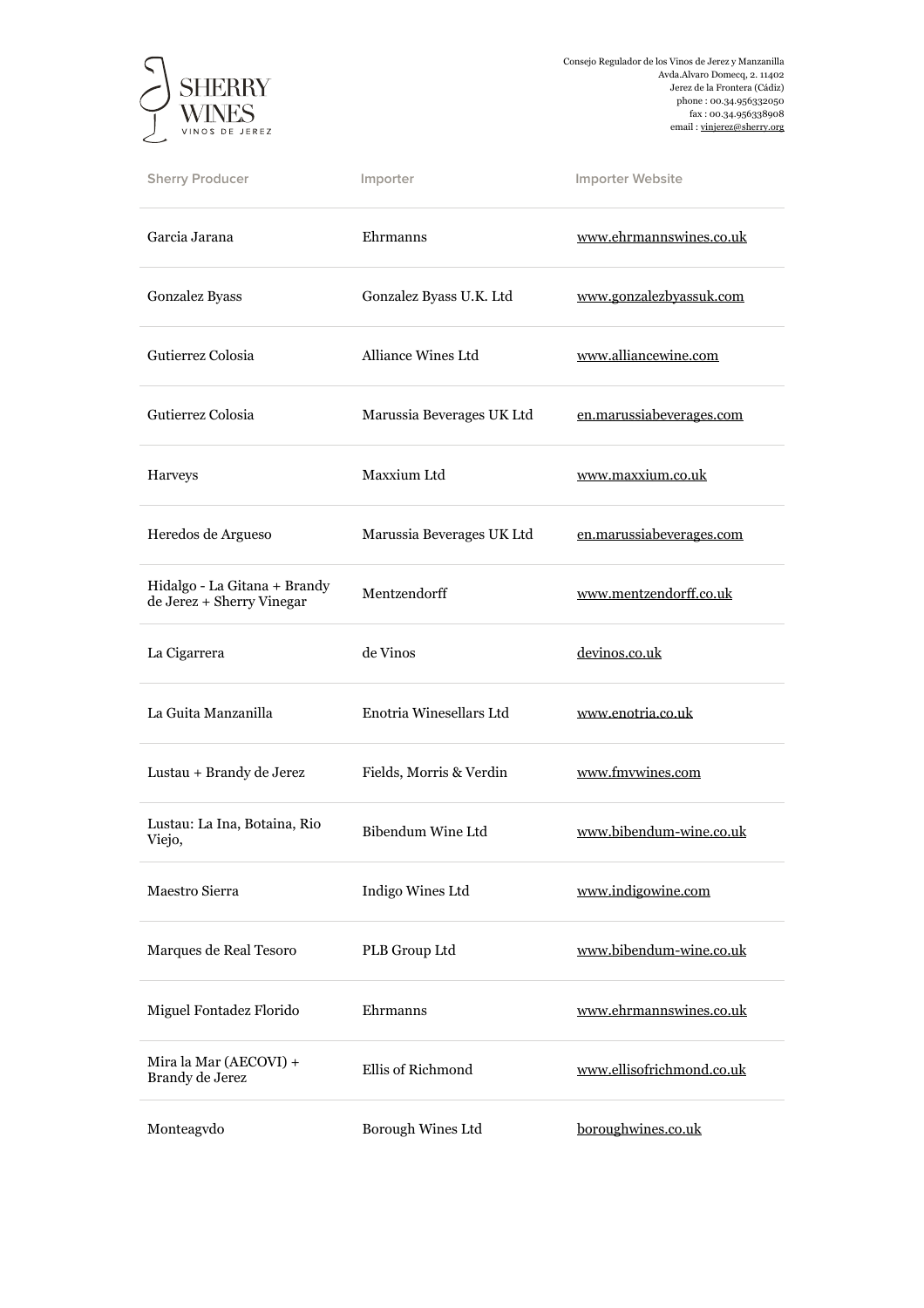SHERRY WINES
VINOS DE JEREZ

Consejo Regulador de los Vinos de Jerez y Manzanilla
Avda.Alvaro Domecq, 2. 11402
Jerez de la Frontera (Cádiz)
phone : 00.34.956332050
fax : 00.34.956338908
email : vinjerez@sherry.org

| Sherry Producer | Importer | Importer Website |
|---|---|---|
| Garcia Jarana | Ehrmanns | www.ehrmannswines.co.uk |
| Gonzalez Byass | Gonzalez Byass U.K. Ltd | www.gonzalezbyassuk.com |
| Gutierrez Colosia | Alliance Wines Ltd | www.alliancewine.com |
| Gutierrez Colosia | Marussia Beverages UK Ltd | en.marussiabeverages.com |
| Harveys | Maxxium Ltd | www.maxxium.co.uk |
| Heredos de Argueso | Marussia Beverages UK Ltd | en.marussiabeverages.com |
| Hidalgo - La Gitana + Brandy de Jerez + Sherry Vinegar | Mentzendorff | www.mentzendorff.co.uk |
| La Cigarrera | de Vinos | devinos.co.uk |
| La Guita Manzanilla | Enotria Winesellars Ltd | www.enotria.co.uk |
| Lustau + Brandy de Jerez | Fields, Morris & Verdin | www.fmvwines.com |
| Lustau: La Ina, Botaina, Rio Viejo, | Bibendum Wine Ltd | www.bibendum-wine.co.uk |
| Maestro Sierra | Indigo Wines Ltd | www.indigowine.com |
| Marques de Real Tesoro | PLB Group Ltd | www.bibendum-wine.co.uk |
| Miguel Fontadez Florido | Ehrmanns | www.ehrmannswines.co.uk |
| Mira la Mar (AECOVI) + Brandy de Jerez | Ellis of Richmond | www.ellisofrichmond.co.uk |
| Monteagvdo | Borough Wines Ltd | boroughwines.co.uk |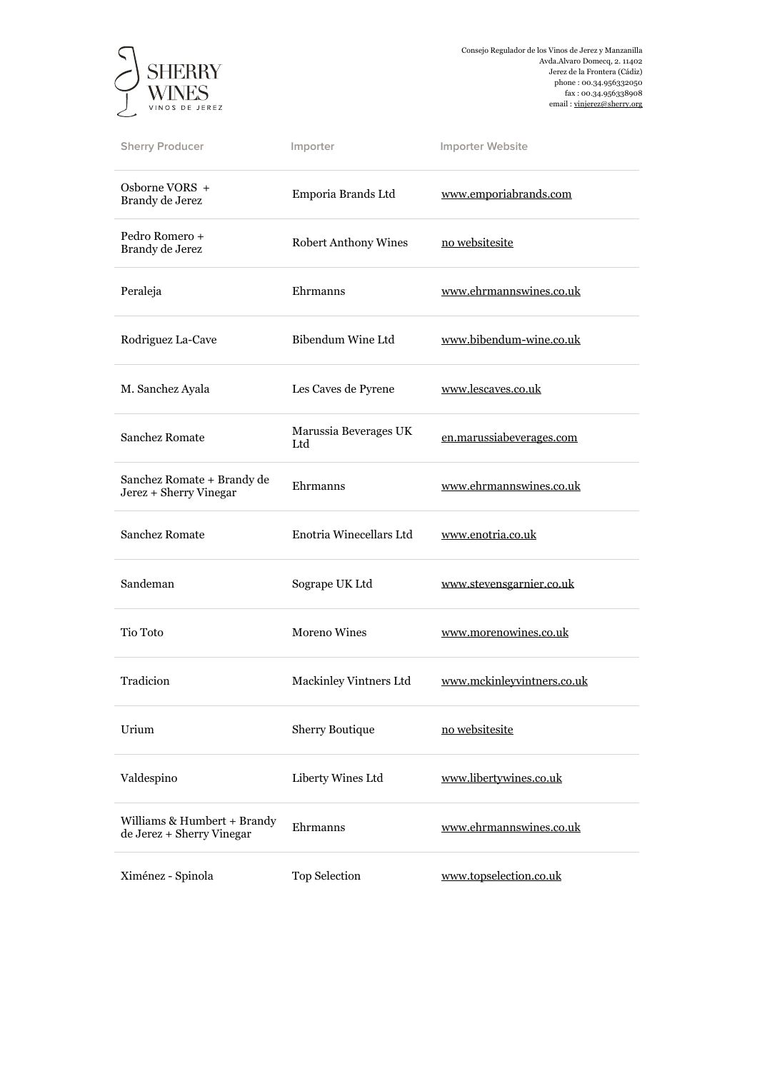SHERRY WINES
VINOS DE JEREZ

Consejo Regulador de los Vinos de Jerez y Manzanilla
Avda.Alvaro Domecq, 2. 11402
Jerez de la Frontera (Cádiz)
phone : 00.34.956332050
fax : 00.34.956338908
email : vinjerez@sherry.org

| Sherry Producer | Importer | Importer Website |
|---|---|---|
| Osborne VORS + Brandy de Jerez | Emporia Brands Ltd | www.emporiabrands.com |
| Pedro Romero + Brandy de Jerez | Robert Anthony Wines | no websitesite |
| Peraleja | Ehrmanns | www.ehrmannswines.co.uk |
| Rodriguez La-Cave | Bibendum Wine Ltd | www.bibendum-wine.co.uk |
| M. Sanchez Ayala | Les Caves de Pyrene | www.lescaves.co.uk |
| Sanchez Romate | Marussia Beverages UK Ltd | en.marussiabeverages.com |
| Sanchez Romate + Brandy de Jerez + Sherry Vinegar | Ehrmanns | www.ehrmannswines.co.uk |
| Sanchez Romate | Enotria Winecellars Ltd | www.enotria.co.uk |
| Sandeman | Sogrape UK Ltd | www.stevensgarnier.co.uk |
| Tio Toto | Moreno Wines | www.morenowines.co.uk |
| Tradicion | Mackinley Vintners Ltd | www.mckinleyvintners.co.uk |
| Urium | Sherry Boutique | no websitesite |
| Valdespino | Liberty Wines Ltd | www.libertywines.co.uk |
| Williams & Humbert + Brandy de Jerez + Sherry Vinegar | Ehrmanns | www.ehrmannswines.co.uk |
| Ximénez - Spinola | Top Selection | www.topselection.co.uk |